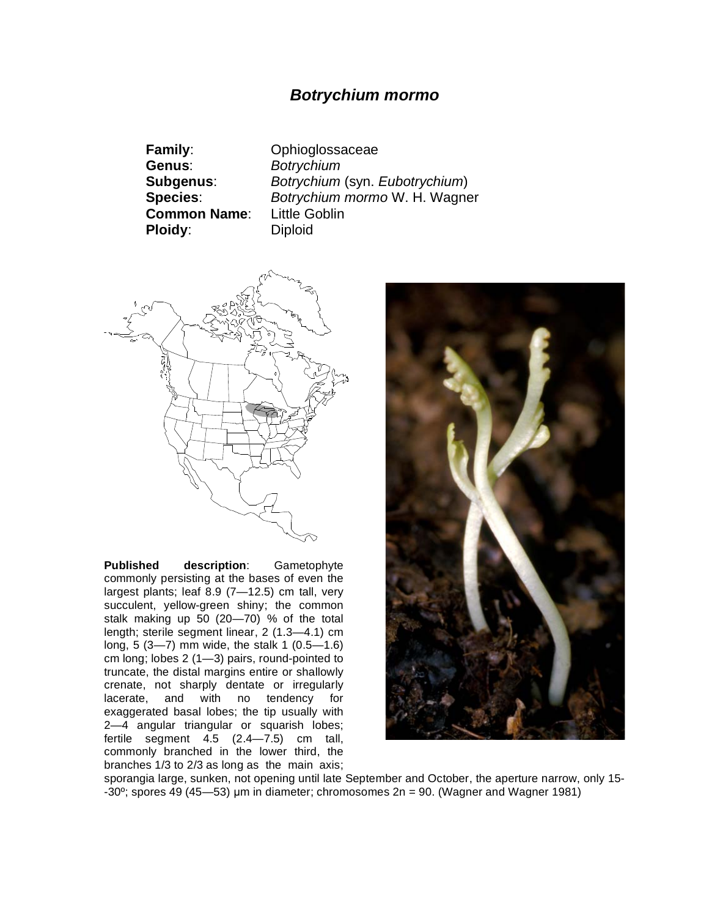# *Botrychium mormo*

**Family**: Ophioglossaceae
**Genus**: *Botrychium*
**Subgenus**: *Botrychium* (syn. *Eubotrychium*)
**Species**: *Botrychium mormo* W. H. Wagner
**Common Name**: Little Goblin
**Ploidy**: Diploid

**Published description**: Gametophyte commonly persisting at the bases of even the largest plants; leaf 8.9 (7—12.5) cm tall, very succulent, yellow-green shiny; the common stalk making up 50 (20—70) % of the total length; sterile segment linear, 2 (1.3—4.1) cm long, 5 (3—7) mm wide, the stalk 1 (0.5—1.6) cm long; lobes 2 (1—3) pairs, round-pointed to truncate, the distal margins entire or shallowly crenate, not sharply dentate or irregularly lacerate, and with no tendency for exaggerated basal lobes; the tip usually with 2—4 angular triangular or squarish lobes; fertile segment 4.5 (2.4—7.5) cm tall, commonly branched in the lower third, the branches 1/3 to 2/3 as long as the main axis; sporangia large, sunken, not opening until late September and October, the aperture narrow, only 15--30º; spores 49 (45—53) μm in diameter; chromosomes 2n = 90. (Wagner and Wagner 1981)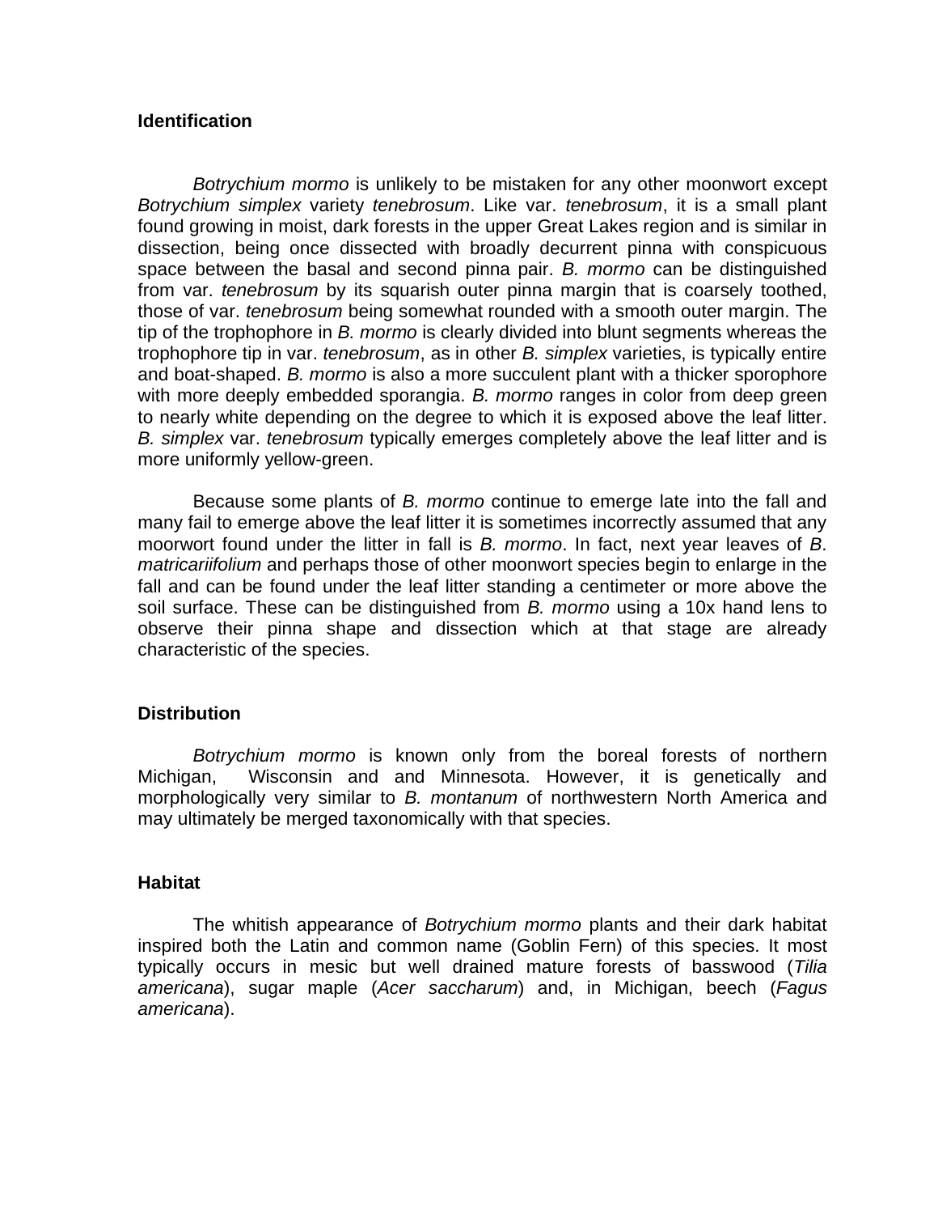## Identification

*Botrychium mormo* is unlikely to be mistaken for any other moonwort except *Botrychium simplex* variety *tenebrosum*. Like var. *tenebrosum*, it is a small plant found growing in moist, dark forests in the upper Great Lakes region and is similar in dissection, being once dissected with broadly decurrent pinna with conspicuous space between the basal and second pinna pair. *B. mormo* can be distinguished from var. *tenebrosum* by its squarish outer pinna margin that is coarsely toothed, those of var. *tenebrosum* being somewhat rounded with a smooth outer margin. The tip of the trophophore in *B. mormo* is clearly divided into blunt segments whereas the trophophore tip in var. *tenebrosum*, as in other *B. simplex* varieties, is typically entire and boat-shaped. *B. mormo* is also a more succulent plant with a thicker sporophore with more deeply embedded sporangia. *B. mormo* ranges in color from deep green to nearly white depending on the degree to which it is exposed above the leaf litter. *B. simplex* var. *tenebrosum* typically emerges completely above the leaf litter and is more uniformly yellow-green.

Because some plants of *B. mormo* continue to emerge late into the fall and many fail to emerge above the leaf litter it is sometimes incorrectly assumed that any moorwort found under the litter in fall is *B. mormo*. In fact, next year leaves of *B. matricariifolium* and perhaps those of other moonwort species begin to enlarge in the fall and can be found under the leaf litter standing a centimeter or more above the soil surface. These can be distinguished from *B. mormo* using a 10x hand lens to observe their pinna shape and dissection which at that stage are already characteristic of the species.

## Distribution

*Botrychium mormo* is known only from the boreal forests of northern Michigan, Wisconsin and and Minnesota. However, it is genetically and morphologically very similar to *B. montanum* of northwestern North America and may ultimately be merged taxonomically with that species.

## Habitat

The whitish appearance of *Botrychium mormo* plants and their dark habitat inspired both the Latin and common name (Goblin Fern) of this species. It most typically occurs in mesic but well drained mature forests of basswood (*Tilia americana*), sugar maple (*Acer saccharum*) and, in Michigan, beech (*Fagus americana*).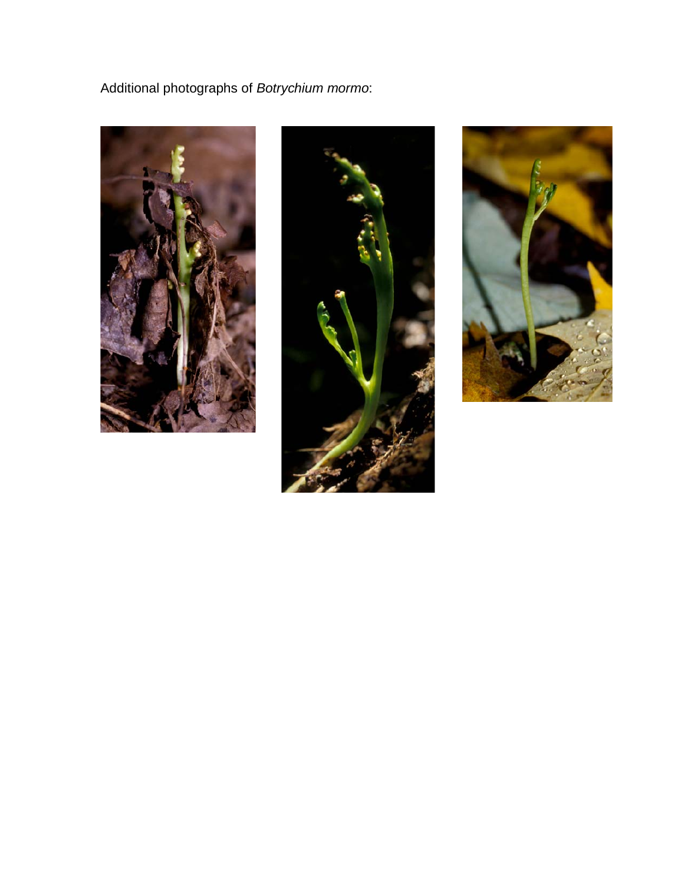Additional photographs of *Botrychium mormo*: